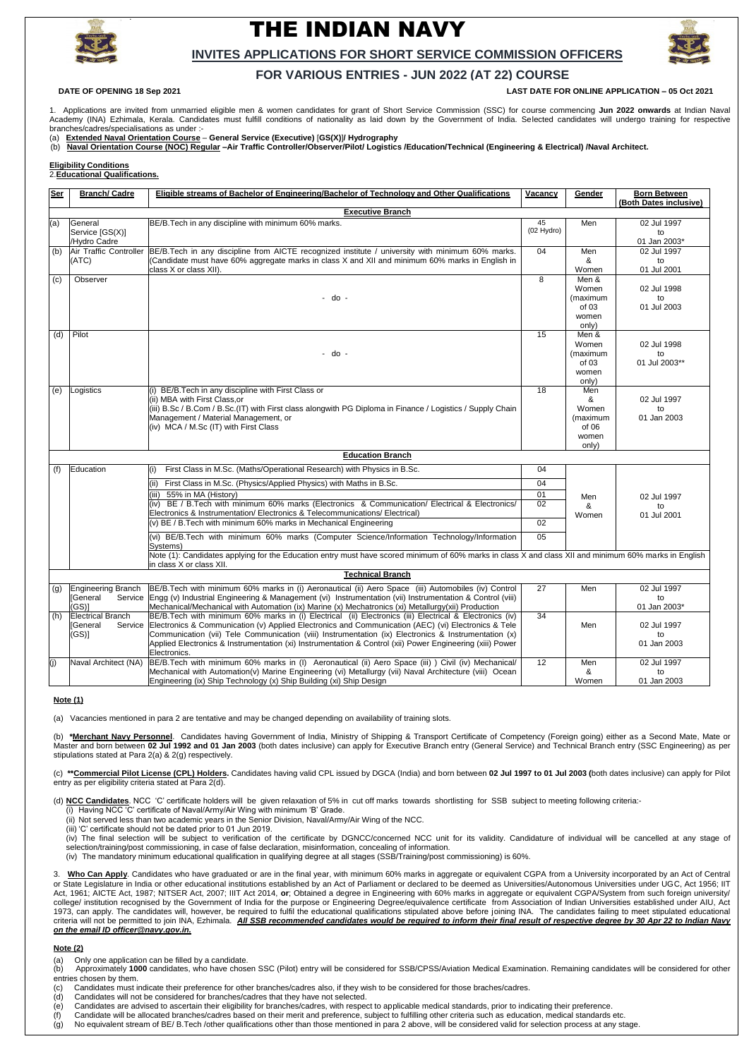# THE INDIAN NAVY

## INVITES APPLICATIONS FOR SHORT SERVICE COMMISSION OFFICERS

## FOR VARIOUS ENTRIES - JUN 2022 (AT 22) COURSE

**DATE OF OPENING 18 Sep 2021** **LAST DATE FOR ONLINE APPLICATION – 05 Oct 2021**

1. Applications are invited from unmarried eligible men & women candidates for grant of Short Service Commission (SSC) for course commencing **Jun 2022 onwards** at Indian Naval Academy (INA) Ezhimala, Kerala. Candidates must fulfill conditions of nationality as laid down by the Government of India. Selected candidates will undergo training for respective branches/cadres/specialisations as under :-

(a) **Extended Naval Orientation Course** – **General Service (Executive)** [**GS(X)**]/ **Hydrography**

(b) **Naval Orientation Course (NOC) Regular –Air Traffic Controller/Observer/Pilot/ Logistics /Education/Technical (Engineering & Electrical) /Naval Architect.**

**Eligibility Conditions**

2. **Educational Qualifications.**

| Ser | Branch/ Cadre | Eligible streams of Bachelor of Engineering/Bachelor of Technology and Other Qualifications | Vacancy | Gender | Born Between (Both Dates inclusive) |
|---|---|---|---|---|---|
| | | **Executive Branch** | | | |
| (a) | General Service [GS(X)] /Hydro Cadre | BE/B.Tech in any discipline with minimum 60% marks. | 45 (02 Hydro) | Men | 02 Jul 1997 to 01 Jan 2003* |
| (b) | Air Traffic Controller (ATC) | BE/B.Tech in any discipline from AICTE recognized institute / university with minimum 60% marks. (Candidate must have 60% aggregate marks in class X and XII and minimum 60% marks in English in class X or class XII). | 04 | Men & Women | 02 Jul 1997 to 01 Jul 2001 |
| (c) | Observer | - do - | 8 | Men & Women (maximum of 03 women only) | 02 Jul 1998 to 01 Jul 2003 |
| (d) | Pilot | - do - | 15 | Men & Women (maximum of 03 women only) | 02 Jul 1998 to 01 Jul 2003** |
| (e) | Logistics | (i) BE/B.Tech in any discipline with First Class or<br>(ii) MBA with First Class,or<br>(iii) B.Sc / B.Com / B.Sc.(IT) with First class alongwith PG Diploma in Finance / Logistics / Supply Chain Management / Material Management, or<br>(iv) MCA / M.Sc (IT) with First Class | 18 | Men & Women (maximum of 06 women only) | 02 Jul 1997 to 01 Jan 2003 |
| | | **Education Branch** | | | |
| (f) | Education | (i) First Class in M.Sc. (Maths/Operational Research) with Physics in B.Sc. | 04 | Men & Women | 02 Jul 1997 to 01 Jul 2001 |
| | | (ii) First Class in M.Sc. (Physics/Applied Physics) with Maths in B.Sc. | 04 | | |
| | | (iii) 55% in MA (History) | 01 | | |
| | | (iv) BE / B.Tech with minimum 60% marks (Electronics & Communication/ Electrical & Electronics/ Electronics & Instrumentation/ Electronics & Telecommunications/ Electrical) | 02 | | |
| | | (v) BE / B.Tech with minimum 60% marks in Mechanical Engineering | 02 | | |
| | | (vi) BE/B.Tech with minimum 60% marks (Computer Science/Information Technology/Information Systems) | 05 | | |
| | | Note (1): Candidates applying for the Education entry must have scored minimum of 60% marks in class X and class XII and minimum 60% marks in English in class X or class XII. | | | |
| | | **Technical Branch** | | | |
| (g) | Engineering Branch [General Service (GS)] | BE/B.Tech with minimum 60% marks in (i) Aeronautical (ii) Aero Space (iii) Automobiles (iv) Control Engg (v) Industrial Engineering & Management (vi) Instrumentation (vii) Instrumentation & Control (viii) Mechanical/Mechanical with Automation (ix) Marine (x) Mechatronics (xi) Metallurgy(xii) Production | 27 | Men | 02 Jul 1997 to 01 Jan 2003* |
| (h) | Electrical Branch [General Service (GS)] | BE/B.Tech with minimum 60% marks in (i) Electrical (ii) Electronics (iii) Electrical & Electronics (iv) Electronics & Communication (v) Applied Electronics and Communication (AEC) (vi) Electronics & Tele Communication (vii) Tele Communication (viii) Instrumentation (ix) Electronics & Instrumentation (x) Applied Electronics & Instrumentation (xi) Instrumentation & Control (xii) Power Engineering (xiii) Power Electronics. | 34 | Men | 02 Jul 1997 to 01 Jan 2003 |
| (j) | Naval Architect (NA) | BE/B.Tech with minimum 60% marks in (I) Aeronautical (ii) Aero Space (iii) ) Civil (iv) Mechanical/ Mechanical with Automation(v) Marine Engineering (vi) Metallurgy (vii) Naval Architecture (viii) Ocean Engineering (ix) Ship Technology (x) Ship Building (xi) Ship Design | 12 | Men & Women | 02 Jul 1997 to 01 Jan 2003 |

**Note (1)**

(a) Vacancies mentioned in para 2 are tentative and may be changed depending on availability of training slots.

(b) ***Merchant Navy Personnel**. Candidates having Government of India, Ministry of Shipping & Transport Certificate of Competency (Foreign going) either as a Second Mate, Mate or Master and born between **02 Jul 1992 and 01 Jan 2003** (both dates inclusive) can apply for Executive Branch entry (General Service) and Technical Branch entry (SSC Engineering) as per stipulations stated at Para 2(a) & 2(g) respectively.

(c) ****Commercial Pilot License (CPL) Holders.** Candidates having valid CPL issued by DGCA (India) and born between **02 Jul 1997 to 01 Jul 2003 (**both dates inclusive) can apply for Pilot entry as per eligibility criteria stated at Para 2(d).

(d) **NCC Candidates**. NCC 'C' certificate holders will be given relaxation of 5% in cut off marks towards shortlisting for SSB subject to meeting following criteria:-

(i) Having NCC 'C' certificate of Naval/Army/Air Wing with minimum 'B' Grade.

(ii) Not served less than two academic years in the Senior Division, Naval/Army/Air Wing of the NCC.

(iii) 'C' certificate should not be dated prior to 01 Jun 2019.

(iv) The final selection will be subject to verification of the certificate by DGNCC/concerned NCC unit for its validity. Candidature of individual will be cancelled at any stage of selection/training/post commissioning, in case of false declaration, misinformation, concealing of information.

(iv) The mandatory minimum educational qualification in qualifying degree at all stages (SSB/Training/post commissioning) is 60%.

3. **Who Can Apply**. Candidates who have graduated or are in the final year, with minimum 60% marks in aggregate or equivalent CGPA from a University incorporated by an Act of Central or State Legislature in India or other educational institutions established by an Act of Parliament or declared to be deemed as Universities/Autonomous Universities under UGC, Act, 1956; IIT Act, 1961; AICTE Act, 1987; NITSER Act, 2007; IIIT Act 2014, **or**; Obtained a degree in Engineering with 60% marks in aggregate or equivalent CGPA/System from such foreign university/ college/ institution recognised by the Government of India for the purpose or Engineering Degree/equivalence certificate from Association of Indian Universities established under AIU, Act 1973, can apply. The candidates will, however, be required to fulfil the educational qualifications stipulated above before joining INA. The candidates failing to meet stipulated educational criteria will not be permitted to join INA, Ezhimala. ***All SSB recommended candidates would be required to inform their final result of respective degree by 30 Apr 22 to Indian Navy on the email ID officer@navy.gov.in.***

**Note (2)**

(a) Only one application can be filled by a candidate.

(b) Approximately **1000** candidates, who have chosen SSC (Pilot) entry will be considered for SSB/CPSS/Aviation Medical Examination. Remaining candidates will be considered for other entries chosen by them.

(c) Candidates must indicate their preference for other branches/cadres also, if they wish to be considered for those braches/cadres.

(d) Candidates will not be considered for branches/cadres that they have not selected.

(e) Candidates are advised to ascertain their eligibility for branches/cadres, with respect to applicable medical standards, prior to indicating their preference.

(f) Candidate will be allocated branches/cadres based on their merit and preference, subject to fulfilling other criteria such as education, medical standards etc.

(g) No equivalent stream of BE/ B.Tech /other qualifications other than those mentioned in para 2 above, will be considered valid for selection process at any stage.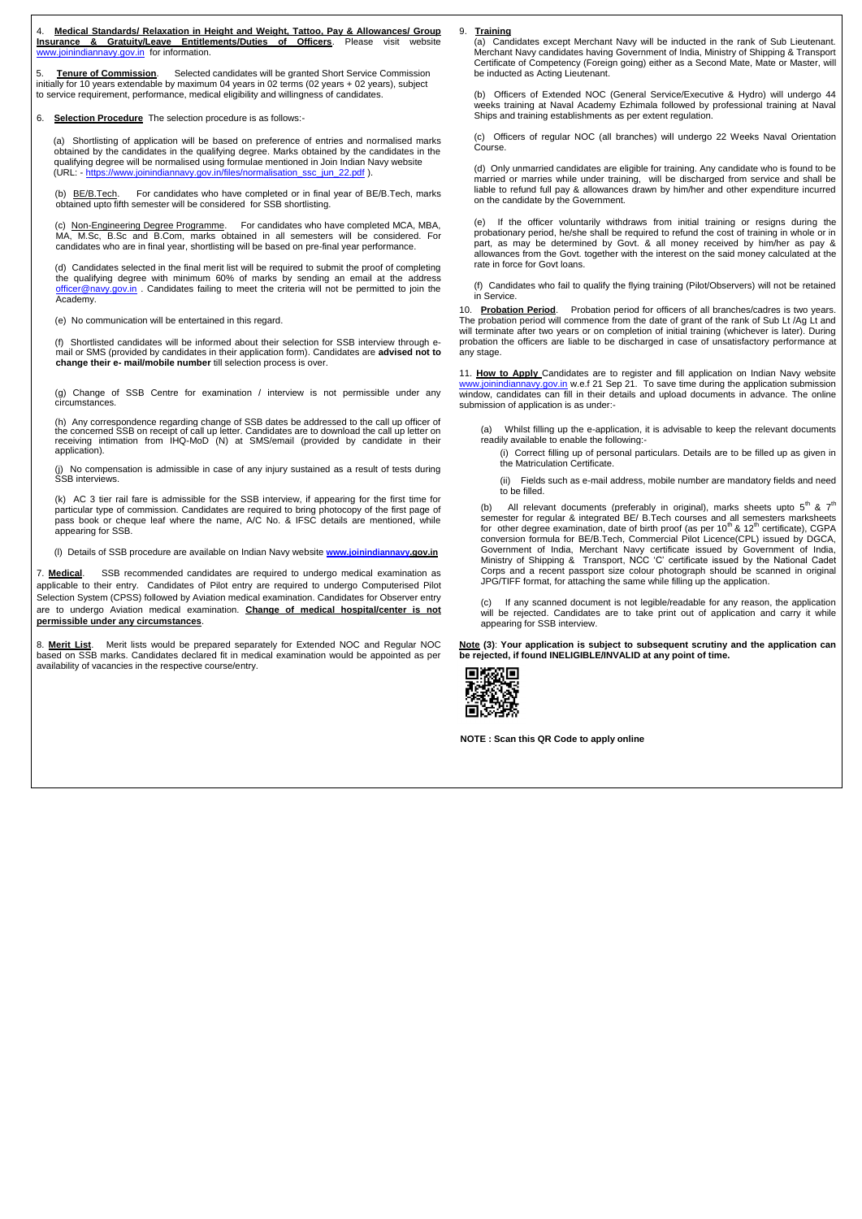4. **Medical Standards/ Relaxation in Height and Weight, Tattoo, Pay & Allowances/ Group Insurance & Gratuity/Leave Entitlements/Duties of Officers**. Please visit website www.joinindiannavy.gov.in for information.

5. **Tenure of Commission**. Selected candidates will be granted Short Service Commission initially for 10 years extendable by maximum 04 years in 02 terms (02 years + 02 years), subject to service requirement, performance, medical eligibility and willingness of candidates.

6. **Selection Procedure** The selection procedure is as follows:-

(a) Shortlisting of application will be based on preference of entries and normalised marks obtained by the candidates in the qualifying degree. Marks obtained by the candidates in the qualifying degree will be normalised using formulae mentioned in Join Indian Navy website (URL: - https://www.joinindiannavy.gov.in/files/normalisation_ssc_jun_22.pdf ).

(b) BE/B.Tech. For candidates who have completed or in final year of BE/B.Tech, marks obtained upto fifth semester will be considered for SSB shortlisting.

(c) Non-Engineering Degree Programme. For candidates who have completed MCA, MBA, MA, M.Sc, B.Sc and B.Com, marks obtained in all semesters will be considered. For candidates who are in final year, shortlisting will be based on pre-final year performance.

(d) Candidates selected in the final merit list will be required to submit the proof of completing the qualifying degree with minimum 60% of marks by sending an email at the address officer@navy.gov.in . Candidates failing to meet the criteria will not be permitted to join the Academy.

(e) No communication will be entertained in this regard.

(f) Shortlisted candidates will be informed about their selection for SSB interview through e-mail or SMS (provided by candidates in their application form). Candidates are **advised not to change their e- mail/mobile number** till selection process is over.

(g) Change of SSB Centre for examination / interview is not permissible under any circumstances.

(h) Any correspondence regarding change of SSB dates be addressed to the call up officer of the concerned SSB on receipt of call up letter. Candidates are to download the call up letter on receiving intimation from IHQ-MoD (N) at SMS/email (provided by candidate in their application).

(j) No compensation is admissible in case of any injury sustained as a result of tests during SSB interviews.

(k) AC 3 tier rail fare is admissible for the SSB interview, if appearing for the first time for particular type of commission. Candidates are required to bring photocopy of the first page of pass book or cheque leaf where the name, A/C No. & IFSC details are mentioned, while appearing for SSB.

(l) Details of SSB procedure are available on Indian Navy website **www.joinindiannavy.gov.in**

7. **Medical**. SSB recommended candidates are required to undergo medical examination as applicable to their entry. Candidates of Pilot entry are required to undergo Computerised Pilot Selection System (CPSS) followed by Aviation medical examination. Candidates for Observer entry are to undergo Aviation medical examination. **Change of medical hospital/center is not permissible under any circumstances**.

8. **Merit List**. Merit lists would be prepared separately for Extended NOC and Regular NOC based on SSB marks. Candidates declared fit in medical examination would be appointed as per availability of vacancies in the respective course/entry.

9. **Training**

(a) Candidates except Merchant Navy will be inducted in the rank of Sub Lieutenant. Merchant Navy candidates having Government of India, Ministry of Shipping & Transport Certificate of Competency (Foreign going) either as a Second Mate, Mate or Master, will be inducted as Acting Lieutenant.

(b) Officers of Extended NOC (General Service/Executive & Hydro) will undergo 44 weeks training at Naval Academy Ezhimala followed by professional training at Naval Ships and training establishments as per extent regulation.

(c) Officers of regular NOC (all branches) will undergo 22 Weeks Naval Orientation Course.

(d) Only unmarried candidates are eligible for training. Any candidate who is found to be married or marries while under training, will be discharged from service and shall be liable to refund full pay & allowances drawn by him/her and other expenditure incurred on the candidate by the Government.

(e) If the officer voluntarily withdraws from initial training or resigns during the probationary period, he/she shall be required to refund the cost of training in whole or in part, as may be determined by Govt. & all money received by him/her as pay & allowances from the Govt. together with the interest on the said money calculated at the rate in force for Govt loans.

(f) Candidates who fail to qualify the flying training (Pilot/Observers) will not be retained in Service.

10. **Probation Period**. Probation period for officers of all branches/cadres is two years. The probation period will commence from the date of grant of the rank of Sub Lt /Ag Lt and will terminate after two years or on completion of initial training (whichever is later). During probation the officers are liable to be discharged in case of unsatisfactory performance at any stage.

11. **How to Apply** Candidates are to register and fill application on Indian Navy website www.joinindiannavy.gov.in w.e.f 21 Sep 21. To save time during the application submission window, candidates can fill in their details and upload documents in advance. The online submission of application is as under:-

(a) Whilst filling up the e-application, it is advisable to keep the relevant documents readily available to enable the following:-

(i) Correct filling up of personal particulars. Details are to be filled up as given in the Matriculation Certificate.

(ii) Fields such as e-mail address, mobile number are mandatory fields and need to be filled.

(b) All relevant documents (preferably in original), marks sheets upto 5th & 7th semester for regular & integrated BE/ B.Tech courses and all semesters marksheets for other degree examination, date of birth proof (as per 10th & 12th certificate), CGPA conversion formula for BE/B.Tech, Commercial Pilot Licence(CPL) issued by DGCA, Government of India, Merchant Navy certificate issued by Government of India, Ministry of Shipping & Transport, NCC 'C' certificate issued by the National Cadet Corps and a recent passport size colour photograph should be scanned in original JPG/TIFF format, for attaching the same while filling up the application.

(c) If any scanned document is not legible/readable for any reason, the application will be rejected. Candidates are to take print out of application and carry it while appearing for SSB interview.

**Note (3)**: **Your application is subject to subsequent scrutiny and the application can be rejected, if found INELIGIBLE/INVALID at any point of time.**

**NOTE : Scan this QR Code to apply online**